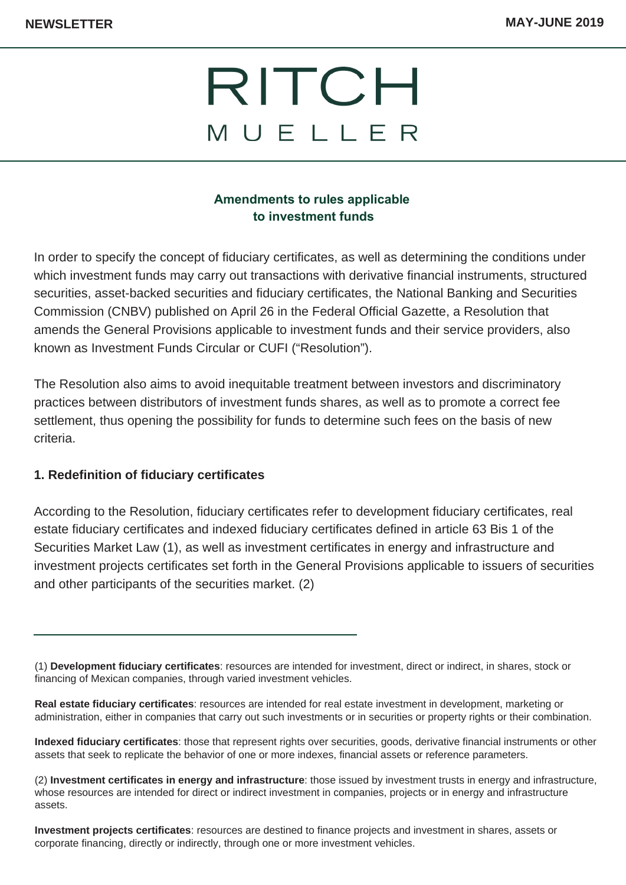NEWSLETTER

MAY-JUNE 2019

# RITCH MUELLER

## Amendments to rules applicable to investment funds

In order to specify the concept of fiduciary certificates, as well as determining the conditions under which investment funds may carry out transactions with derivative financial instruments, structured securities, asset-backed securities and fiduciary certificates, the National Banking and Securities Commission (CNBV) published on April 26 in the Federal Official Gazette, a Resolution that amends the General Provisions applicable to investment funds and their service providers, also known as Investment Funds Circular or CUFI ("Resolution").

The Resolution also aims to avoid inequitable treatment between investors and discriminatory practices between distributors of investment funds shares, as well as to promote a correct fee settlement, thus opening the possibility for funds to determine such fees on the basis of new criteria.

### 1. Redefinition of fiduciary certificates

According to the Resolution, fiduciary certificates refer to development fiduciary certificates, real estate fiduciary certificates and indexed fiduciary certificates defined in article 63 Bis 1 of the Securities Market Law (1), as well as investment certificates in energy and infrastructure and investment projects certificates set forth in the General Provisions applicable to issuers of securities and other participants of the securities market. (2)

---

(1) **Development fiduciary certificates**: resources are intended for investment, direct or indirect, in shares, stock or financing of Mexican companies, through varied investment vehicles.

**Real estate fiduciary certificates**: resources are intended for real estate investment in development, marketing or administration, either in companies that carry out such investments or in securities or property rights or their combination.

**Indexed fiduciary certificates**: those that represent rights over securities, goods, derivative financial instruments or other assets that seek to replicate the behavior of one or more indexes, financial assets or reference parameters.

(2) **Investment certificates in energy and infrastructure**: those issued by investment trusts in energy and infrastructure, whose resources are intended for direct or indirect investment in companies, projects or in energy and infrastructure assets.

**Investment projects certificates**: resources are destined to finance projects and investment in shares, assets or corporate financing, directly or indirectly, through one or more investment vehicles.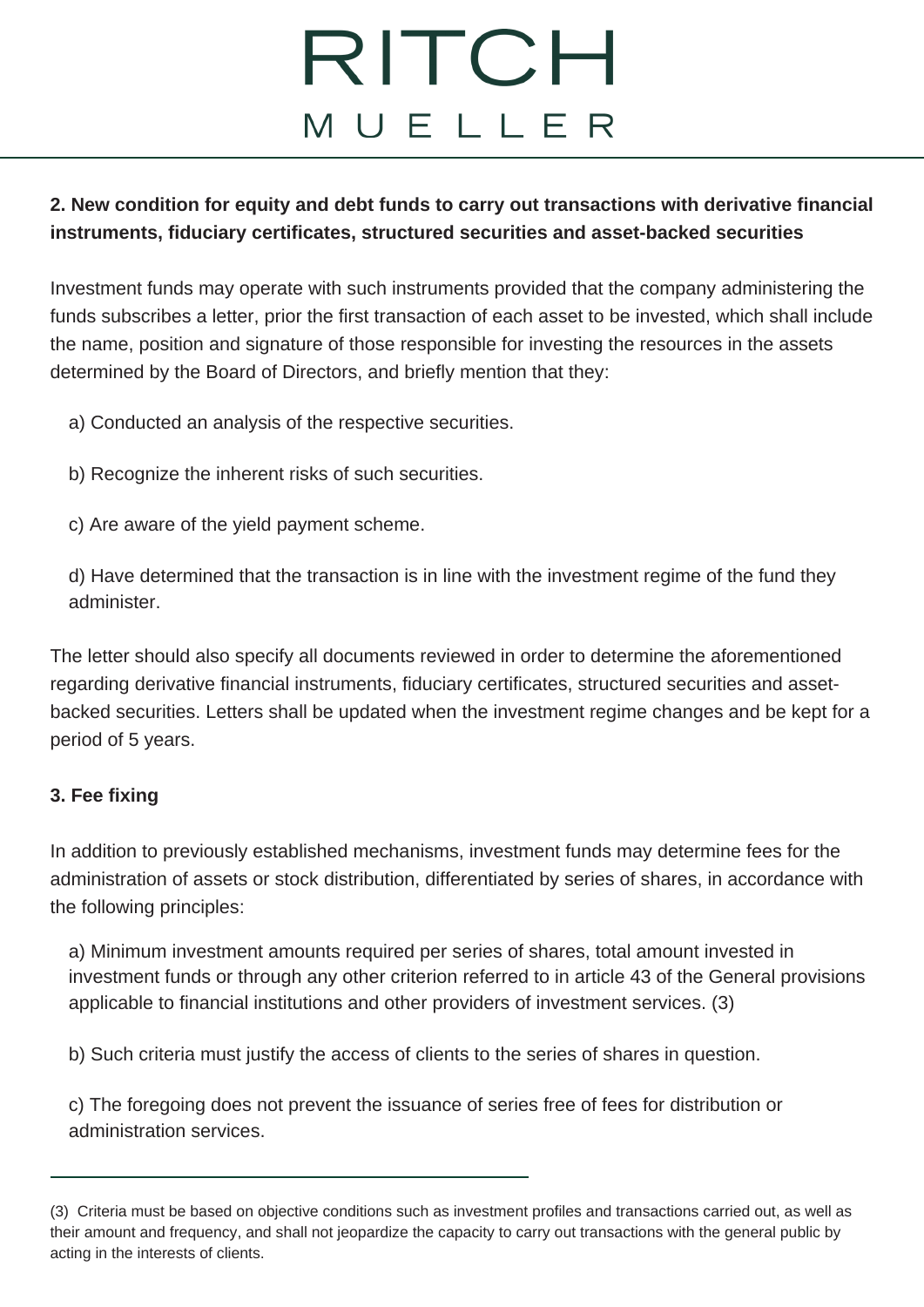**2. New condition for equity and debt funds to carry out transactions with derivative financial instruments, fiduciary certificates, structured securities and asset-backed securities**

Investment funds may operate with such instruments provided that the company administering the funds subscribes a letter, prior the first transaction of each asset to be invested, which shall include the name, position and signature of those responsible for investing the resources in the assets determined by the Board of Directors, and briefly mention that they:

a) Conducted an analysis of the respective securities.

b) Recognize the inherent risks of such securities.

c) Are aware of the yield payment scheme.

d) Have determined that the transaction is in line with the investment regime of the fund they administer.

The letter should also specify all documents reviewed in order to determine the aforementioned regarding derivative financial instruments, fiduciary certificates, structured securities and asset-backed securities. Letters shall be updated when the investment regime changes and be kept for a period of 5 years.

**3. Fee fixing**

In addition to previously established mechanisms, investment funds may determine fees for the administration of assets or stock distribution, differentiated by series of shares, in accordance with the following principles:

a) Minimum investment amounts required per series of shares, total amount invested in investment funds or through any other criterion referred to in article 43 of the General provisions applicable to financial institutions and other providers of investment services. (3)

b) Such criteria must justify the access of clients to the series of shares in question.

c) The foregoing does not prevent the issuance of series free of fees for distribution or administration services.

---

(3) Criteria must be based on objective conditions such as investment profiles and transactions carried out, as well as their amount and frequency, and shall not jeopardize the capacity to carry out transactions with the general public by acting in the interests of clients.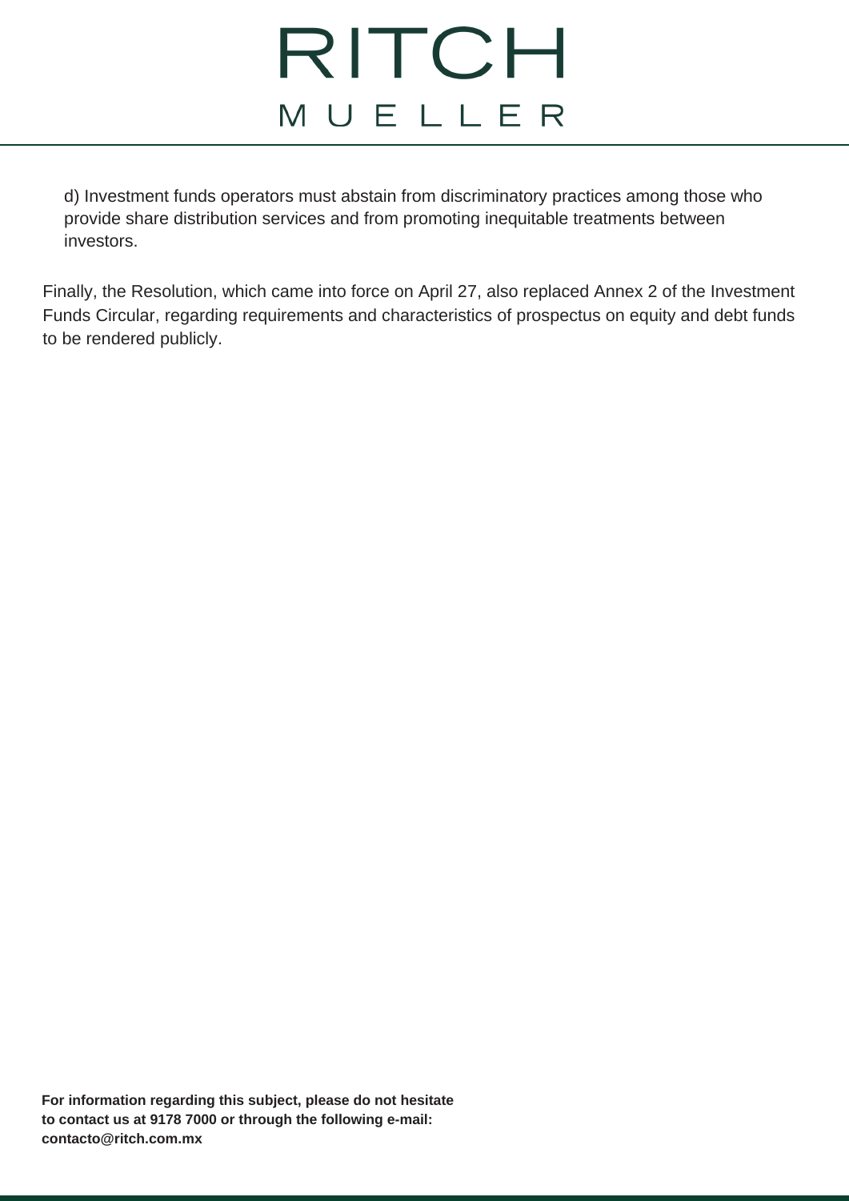d) Investment funds operators must abstain from discriminatory practices among those who provide share distribution services and from promoting inequitable treatments between investors.

Finally, the Resolution, which came into force on April 27, also replaced Annex 2 of the Investment Funds Circular, regarding requirements and characteristics of prospectus on equity and debt funds to be rendered publicly.

**For information regarding this subject, please do not hesitate to contact us at 9178 7000 or through the following e-mail: contacto@ritch.com.mx**